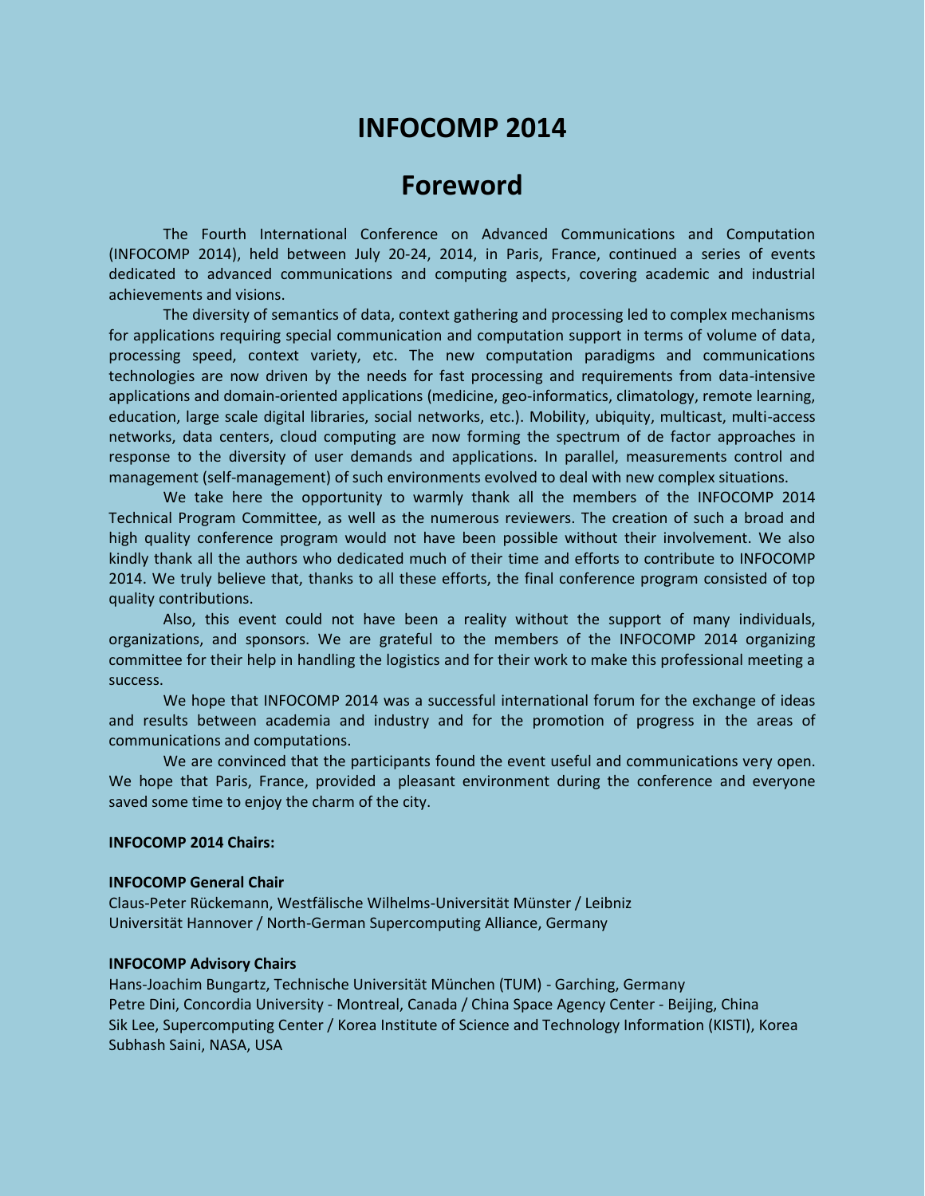# INFOCOMP 2014

# Foreword

The Fourth International Conference on Advanced Communications and Computation (INFOCOMP 2014), held between July 20-24, 2014, in Paris, France, continued a series of events dedicated to advanced communications and computing aspects, covering academic and industrial achievements and visions.

The diversity of semantics of data, context gathering and processing led to complex mechanisms for applications requiring special communication and computation support in terms of volume of data, processing speed, context variety, etc. The new computation paradigms and communications technologies are now driven by the needs for fast processing and requirements from data-intensive applications and domain-oriented applications (medicine, geo-informatics, climatology, remote learning, education, large scale digital libraries, social networks, etc.). Mobility, ubiquity, multicast, multi-access networks, data centers, cloud computing are now forming the spectrum of de factor approaches in response to the diversity of user demands and applications. In parallel, measurements control and management (self-management) of such environments evolved to deal with new complex situations.

We take here the opportunity to warmly thank all the members of the INFOCOMP 2014 Technical Program Committee, as well as the numerous reviewers. The creation of such a broad and high quality conference program would not have been possible without their involvement. We also kindly thank all the authors who dedicated much of their time and efforts to contribute to INFOCOMP 2014. We truly believe that, thanks to all these efforts, the final conference program consisted of top quality contributions.

Also, this event could not have been a reality without the support of many individuals, organizations, and sponsors. We are grateful to the members of the INFOCOMP 2014 organizing committee for their help in handling the logistics and for their work to make this professional meeting a success.

We hope that INFOCOMP 2014 was a successful international forum for the exchange of ideas and results between academia and industry and for the promotion of progress in the areas of communications and computations.

We are convinced that the participants found the event useful and communications very open. We hope that Paris, France, provided a pleasant environment during the conference and everyone saved some time to enjoy the charm of the city.

**INFOCOMP 2014 Chairs:**

**INFOCOMP General Chair**

Claus-Peter Rückemann, Westfälische Wilhelms-Universität Münster / Leibniz Universität Hannover / North-German Supercomputing Alliance, Germany

**INFOCOMP Advisory Chairs**

Hans-Joachim Bungartz, Technische Universität München (TUM) - Garching, Germany
Petre Dini, Concordia University - Montreal, Canada / China Space Agency Center - Beijing, China
Sik Lee, Supercomputing Center / Korea Institute of Science and Technology Information (KISTI), Korea
Subhash Saini, NASA, USA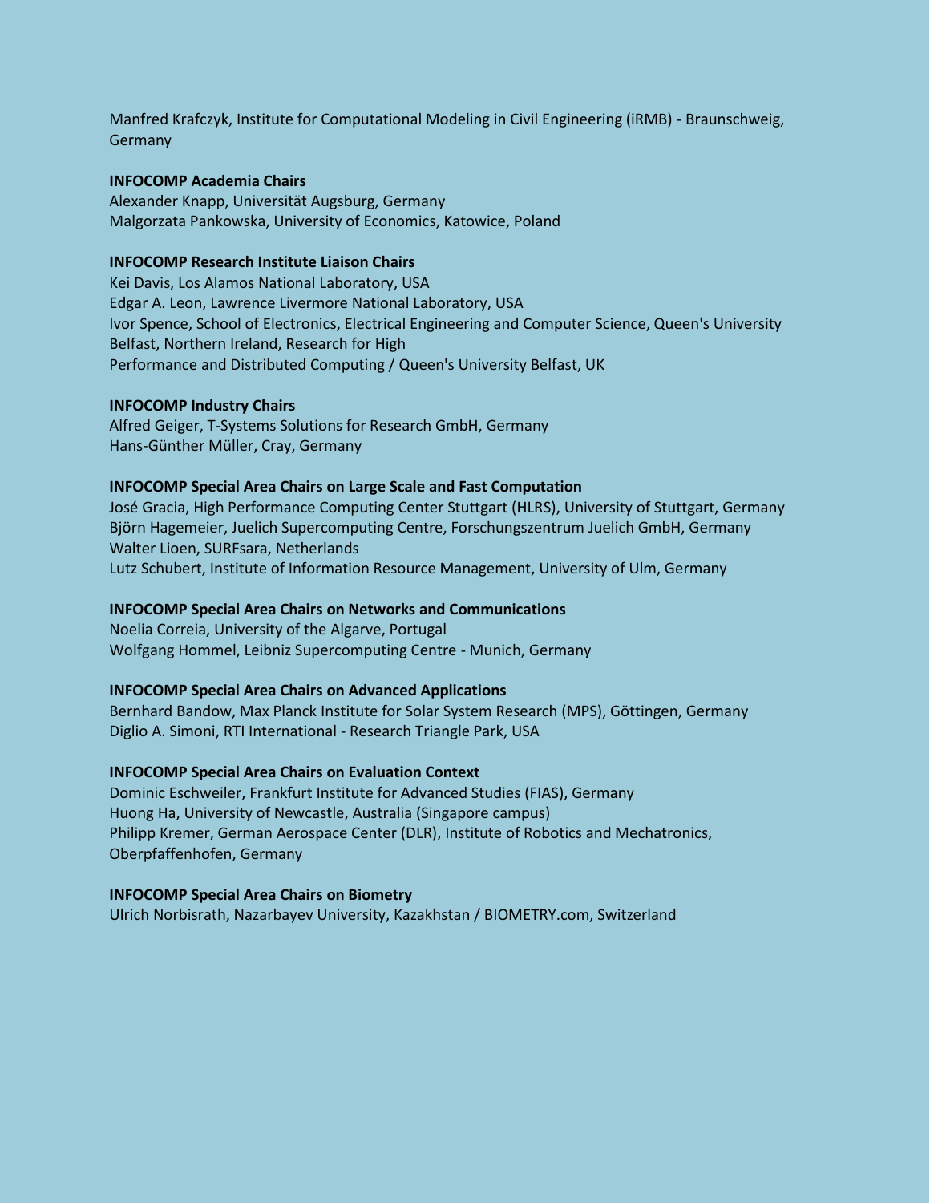Manfred Krafczyk, Institute for Computational Modeling in Civil Engineering (iRMB) - Braunschweig, Germany

**INFOCOMP Academia Chairs**
Alexander Knapp, Universität Augsburg, Germany
Malgorzata Pankowska, University of Economics, Katowice, Poland

**INFOCOMP Research Institute Liaison Chairs**
Kei Davis, Los Alamos National Laboratory, USA
Edgar A. Leon, Lawrence Livermore National Laboratory, USA
Ivor Spence, School of Electronics, Electrical Engineering and Computer Science, Queen's University Belfast, Northern Ireland, Research for High
Performance and Distributed Computing / Queen's University Belfast, UK

**INFOCOMP Industry Chairs**
Alfred Geiger, T-Systems Solutions for Research GmbH, Germany
Hans-Günther Müller, Cray, Germany

**INFOCOMP Special Area Chairs on Large Scale and Fast Computation**
José Gracia, High Performance Computing Center Stuttgart (HLRS), University of Stuttgart, Germany
Björn Hagemeier, Juelich Supercomputing Centre, Forschungszentrum Juelich GmbH, Germany
Walter Lioen, SURFsara, Netherlands
Lutz Schubert, Institute of Information Resource Management, University of Ulm, Germany

**INFOCOMP Special Area Chairs on Networks and Communications**
Noelia Correia, University of the Algarve, Portugal
Wolfgang Hommel, Leibniz Supercomputing Centre - Munich, Germany

**INFOCOMP Special Area Chairs on Advanced Applications**
Bernhard Bandow, Max Planck Institute for Solar System Research (MPS), Göttingen, Germany
Diglio A. Simoni, RTI International - Research Triangle Park, USA

**INFOCOMP Special Area Chairs on Evaluation Context**
Dominic Eschweiler, Frankfurt Institute for Advanced Studies (FIAS), Germany
Huong Ha, University of Newcastle, Australia (Singapore campus)
Philipp Kremer, German Aerospace Center (DLR), Institute of Robotics and Mechatronics, Oberpfaffenhofen, Germany

**INFOCOMP Special Area Chairs on Biometry**
Ulrich Norbisrath, Nazarbayev University, Kazakhstan / BIOMETRY.com, Switzerland